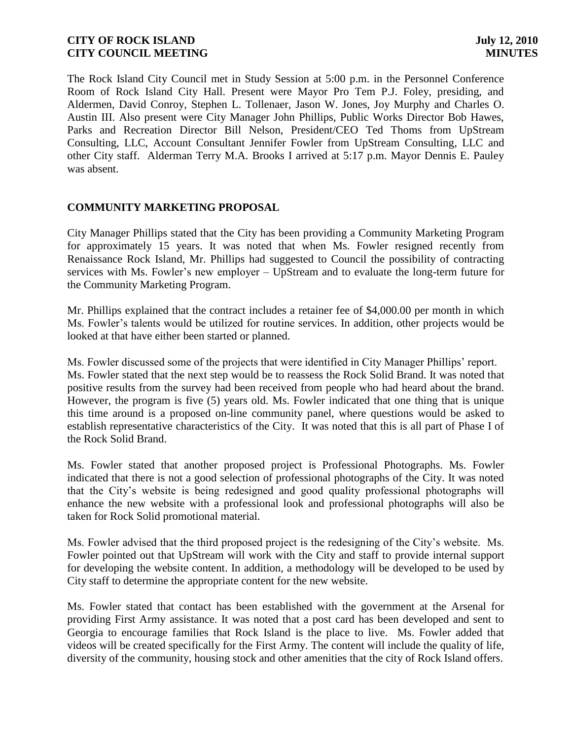The Rock Island City Council met in Study Session at 5:00 p.m. in the Personnel Conference Room of Rock Island City Hall. Present were Mayor Pro Tem P.J. Foley, presiding, and Aldermen, David Conroy, Stephen L. Tollenaer, Jason W. Jones, Joy Murphy and Charles O. Austin III. Also present were City Manager John Phillips, Public Works Director Bob Hawes, Parks and Recreation Director Bill Nelson, President/CEO Ted Thoms from UpStream Consulting, LLC, Account Consultant Jennifer Fowler from UpStream Consulting, LLC and other City staff. Alderman Terry M.A. Brooks I arrived at 5:17 p.m. Mayor Dennis E. Pauley was absent.

## COMMUNITY MARKETING PROPOSAL

City Manager Phillips stated that the City has been providing a Community Marketing Program for approximately 15 years. It was noted that when Ms. Fowler resigned recently from Renaissance Rock Island, Mr. Phillips had suggested to Council the possibility of contracting services with Ms. Fowler's new employer – UpStream and to evaluate the long-term future for the Community Marketing Program.

Mr. Phillips explained that the contract includes a retainer fee of $4,000.00 per month in which Ms. Fowler's talents would be utilized for routine services. In addition, other projects would be looked at that have either been started or planned.

Ms. Fowler discussed some of the projects that were identified in City Manager Phillips' report. Ms. Fowler stated that the next step would be to reassess the Rock Solid Brand. It was noted that positive results from the survey had been received from people who had heard about the brand. However, the program is five (5) years old. Ms. Fowler indicated that one thing that is unique this time around is a proposed on-line community panel, where questions would be asked to establish representative characteristics of the City. It was noted that this is all part of Phase I of the Rock Solid Brand.

Ms. Fowler stated that another proposed project is Professional Photographs. Ms. Fowler indicated that there is not a good selection of professional photographs of the City. It was noted that the City's website is being redesigned and good quality professional photographs will enhance the new website with a professional look and professional photographs will also be taken for Rock Solid promotional material.

Ms. Fowler advised that the third proposed project is the redesigning of the City's website. Ms. Fowler pointed out that UpStream will work with the City and staff to provide internal support for developing the website content. In addition, a methodology will be developed to be used by City staff to determine the appropriate content for the new website.

Ms. Fowler stated that contact has been established with the government at the Arsenal for providing First Army assistance. It was noted that a post card has been developed and sent to Georgia to encourage families that Rock Island is the place to live. Ms. Fowler added that videos will be created specifically for the First Army. The content will include the quality of life, diversity of the community, housing stock and other amenities that the city of Rock Island offers.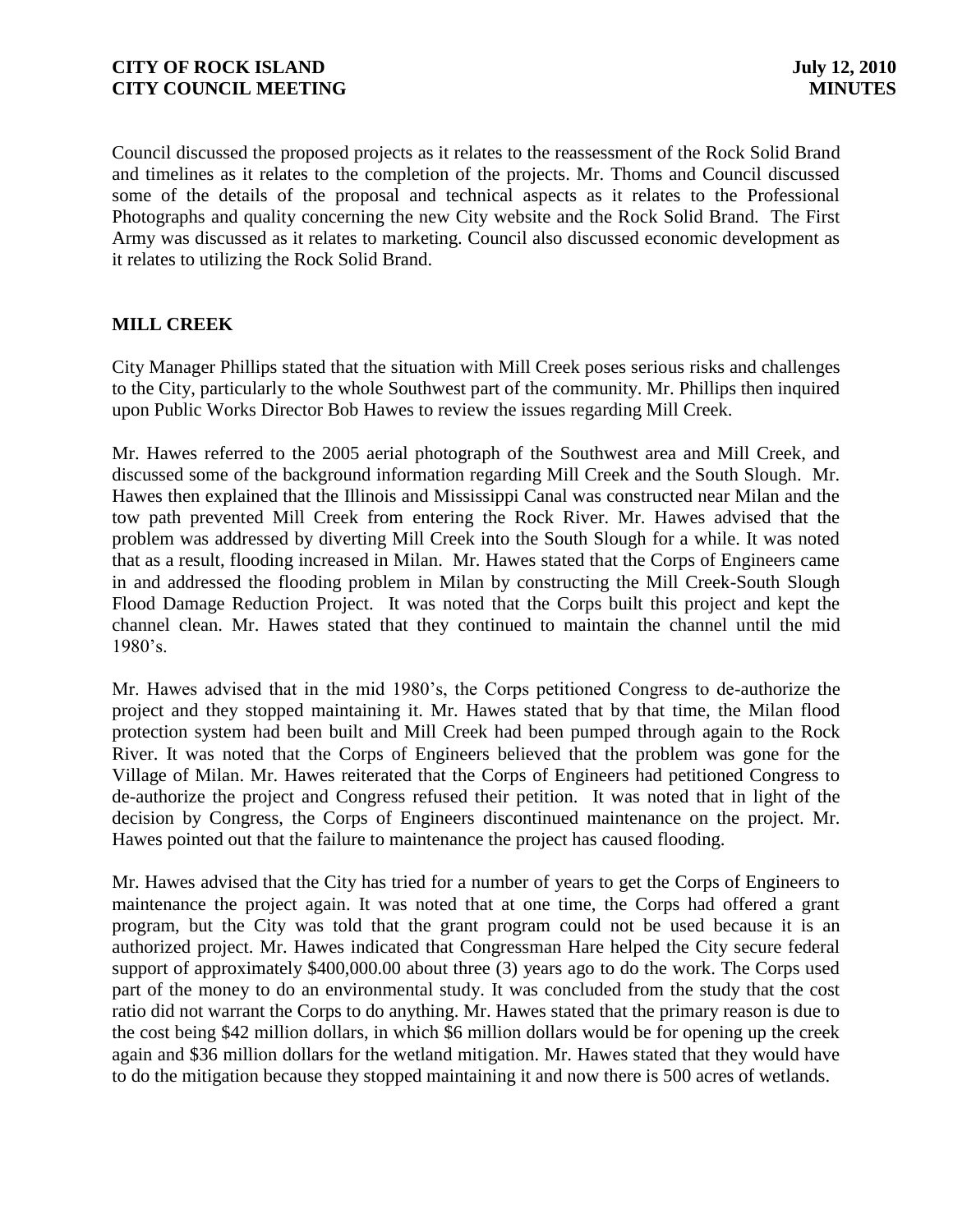Council discussed the proposed projects as it relates to the reassessment of the Rock Solid Brand and timelines as it relates to the completion of the projects. Mr. Thoms and Council discussed some of the details of the proposal and technical aspects as it relates to the Professional Photographs and quality concerning the new City website and the Rock Solid Brand. The First Army was discussed as it relates to marketing. Council also discussed economic development as it relates to utilizing the Rock Solid Brand.

## MILL CREEK

City Manager Phillips stated that the situation with Mill Creek poses serious risks and challenges to the City, particularly to the whole Southwest part of the community. Mr. Phillips then inquired upon Public Works Director Bob Hawes to review the issues regarding Mill Creek.

Mr. Hawes referred to the 2005 aerial photograph of the Southwest area and Mill Creek, and discussed some of the background information regarding Mill Creek and the South Slough. Mr. Hawes then explained that the Illinois and Mississippi Canal was constructed near Milan and the tow path prevented Mill Creek from entering the Rock River. Mr. Hawes advised that the problem was addressed by diverting Mill Creek into the South Slough for a while. It was noted that as a result, flooding increased in Milan. Mr. Hawes stated that the Corps of Engineers came in and addressed the flooding problem in Milan by constructing the Mill Creek-South Slough Flood Damage Reduction Project. It was noted that the Corps built this project and kept the channel clean. Mr. Hawes stated that they continued to maintain the channel until the mid 1980's.

Mr. Hawes advised that in the mid 1980's, the Corps petitioned Congress to de-authorize the project and they stopped maintaining it. Mr. Hawes stated that by that time, the Milan flood protection system had been built and Mill Creek had been pumped through again to the Rock River. It was noted that the Corps of Engineers believed that the problem was gone for the Village of Milan. Mr. Hawes reiterated that the Corps of Engineers had petitioned Congress to de-authorize the project and Congress refused their petition. It was noted that in light of the decision by Congress, the Corps of Engineers discontinued maintenance on the project. Mr. Hawes pointed out that the failure to maintenance the project has caused flooding.

Mr. Hawes advised that the City has tried for a number of years to get the Corps of Engineers to maintenance the project again. It was noted that at one time, the Corps had offered a grant program, but the City was told that the grant program could not be used because it is an authorized project. Mr. Hawes indicated that Congressman Hare helped the City secure federal support of approximately $400,000.00 about three (3) years ago to do the work. The Corps used part of the money to do an environmental study. It was concluded from the study that the cost ratio did not warrant the Corps to do anything. Mr. Hawes stated that the primary reason is due to the cost being $42 million dollars, in which $6 million dollars would be for opening up the creek again and $36 million dollars for the wetland mitigation. Mr. Hawes stated that they would have to do the mitigation because they stopped maintaining it and now there is 500 acres of wetlands.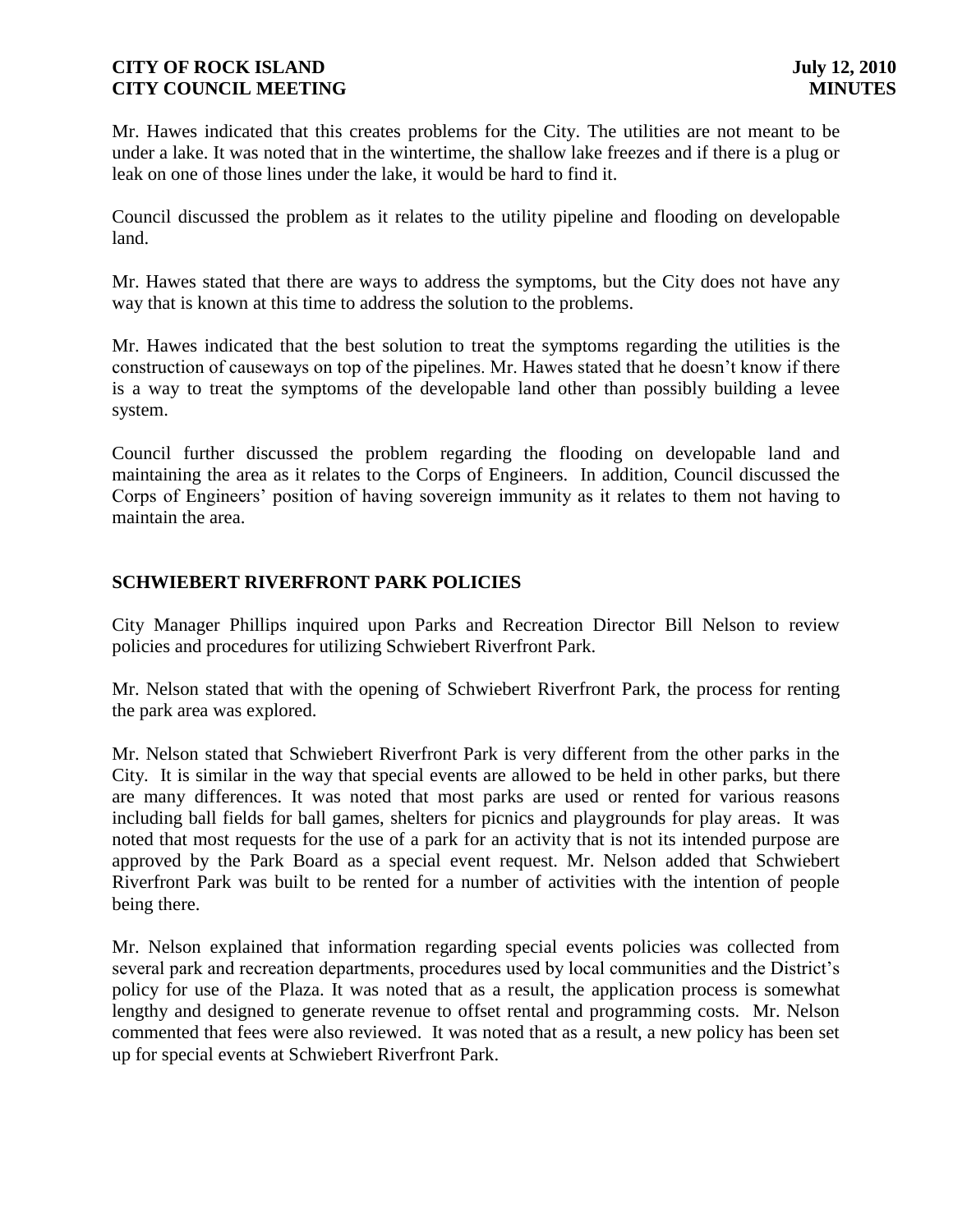Mr. Hawes indicated that this creates problems for the City. The utilities are not meant to be under a lake. It was noted that in the wintertime, the shallow lake freezes and if there is a plug or leak on one of those lines under the lake, it would be hard to find it.

Council discussed the problem as it relates to the utility pipeline and flooding on developable land.

Mr. Hawes stated that there are ways to address the symptoms, but the City does not have any way that is known at this time to address the solution to the problems.

Mr. Hawes indicated that the best solution to treat the symptoms regarding the utilities is the construction of causeways on top of the pipelines. Mr. Hawes stated that he doesn't know if there is a way to treat the symptoms of the developable land other than possibly building a levee system.

Council further discussed the problem regarding the flooding on developable land and maintaining the area as it relates to the Corps of Engineers. In addition, Council discussed the Corps of Engineers' position of having sovereign immunity as it relates to them not having to maintain the area.

## SCHWIEBERT RIVERFRONT PARK POLICIES

City Manager Phillips inquired upon Parks and Recreation Director Bill Nelson to review policies and procedures for utilizing Schwiebert Riverfront Park.

Mr. Nelson stated that with the opening of Schwiebert Riverfront Park, the process for renting the park area was explored.

Mr. Nelson stated that Schwiebert Riverfront Park is very different from the other parks in the City. It is similar in the way that special events are allowed to be held in other parks, but there are many differences. It was noted that most parks are used or rented for various reasons including ball fields for ball games, shelters for picnics and playgrounds for play areas. It was noted that most requests for the use of a park for an activity that is not its intended purpose are approved by the Park Board as a special event request. Mr. Nelson added that Schwiebert Riverfront Park was built to be rented for a number of activities with the intention of people being there.

Mr. Nelson explained that information regarding special events policies was collected from several park and recreation departments, procedures used by local communities and the District's policy for use of the Plaza. It was noted that as a result, the application process is somewhat lengthy and designed to generate revenue to offset rental and programming costs. Mr. Nelson commented that fees were also reviewed. It was noted that as a result, a new policy has been set up for special events at Schwiebert Riverfront Park.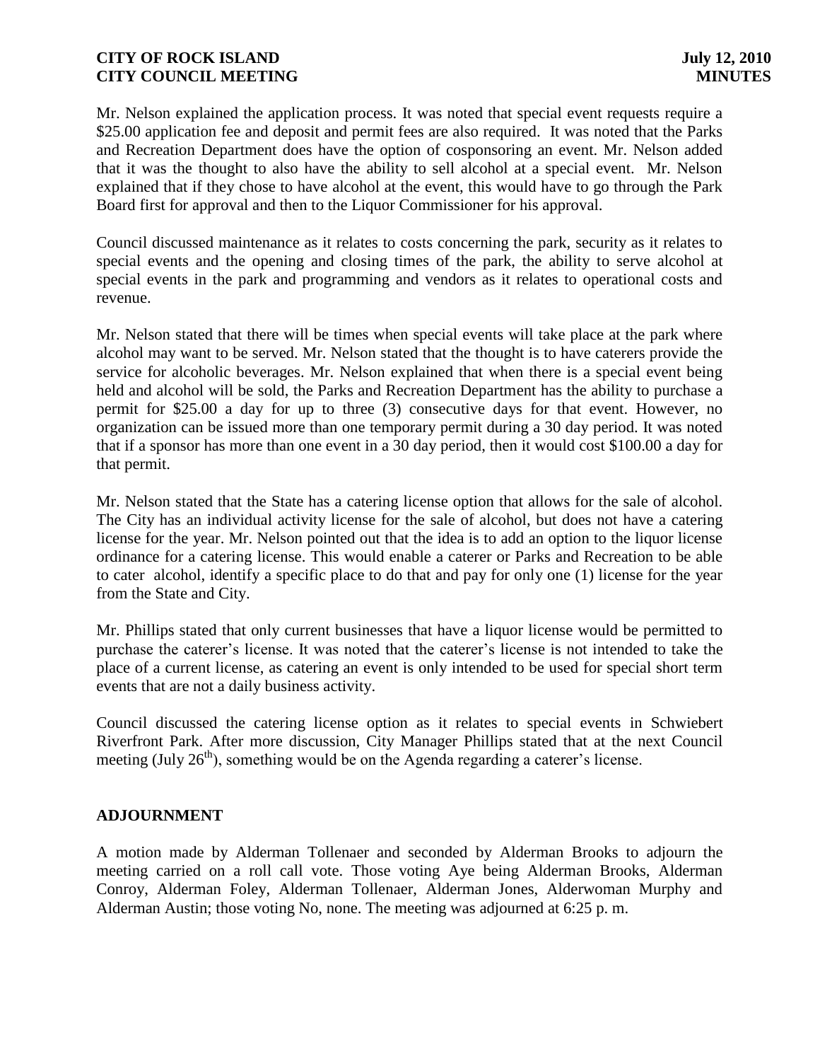Mr. Nelson explained the application process. It was noted that special event requests require a $25.00 application fee and deposit and permit fees are also required. It was noted that the Parks and Recreation Department does have the option of cosponsoring an event. Mr. Nelson added that it was the thought to also have the ability to sell alcohol at a special event. Mr. Nelson explained that if they chose to have alcohol at the event, this would have to go through the Park Board first for approval and then to the Liquor Commissioner for his approval.

Council discussed maintenance as it relates to costs concerning the park, security as it relates to special events and the opening and closing times of the park, the ability to serve alcohol at special events in the park and programming and vendors as it relates to operational costs and revenue.

Mr. Nelson stated that there will be times when special events will take place at the park where alcohol may want to be served. Mr. Nelson stated that the thought is to have caterers provide the service for alcoholic beverages. Mr. Nelson explained that when there is a special event being held and alcohol will be sold, the Parks and Recreation Department has the ability to purchase a permit for $25.00 a day for up to three (3) consecutive days for that event. However, no organization can be issued more than one temporary permit during a 30 day period. It was noted that if a sponsor has more than one event in a 30 day period, then it would cost $100.00 a day for that permit.

Mr. Nelson stated that the State has a catering license option that allows for the sale of alcohol. The City has an individual activity license for the sale of alcohol, but does not have a catering license for the year. Mr. Nelson pointed out that the idea is to add an option to the liquor license ordinance for a catering license. This would enable a caterer or Parks and Recreation to be able to cater alcohol, identify a specific place to do that and pay for only one (1) license for the year from the State and City.

Mr. Phillips stated that only current businesses that have a liquor license would be permitted to purchase the caterer's license. It was noted that the caterer's license is not intended to take the place of a current license, as catering an event is only intended to be used for special short term events that are not a daily business activity.

Council discussed the catering license option as it relates to special events in Schwiebert Riverfront Park. After more discussion, City Manager Phillips stated that at the next Council meeting (July 26th), something would be on the Agenda regarding a caterer's license.

## ADJOURNMENT

A motion made by Alderman Tollenaer and seconded by Alderman Brooks to adjourn the meeting carried on a roll call vote. Those voting Aye being Alderman Brooks, Alderman Conroy, Alderman Foley, Alderman Tollenaer, Alderman Jones, Alderwoman Murphy and Alderman Austin; those voting No, none. The meeting was adjourned at 6:25 p. m.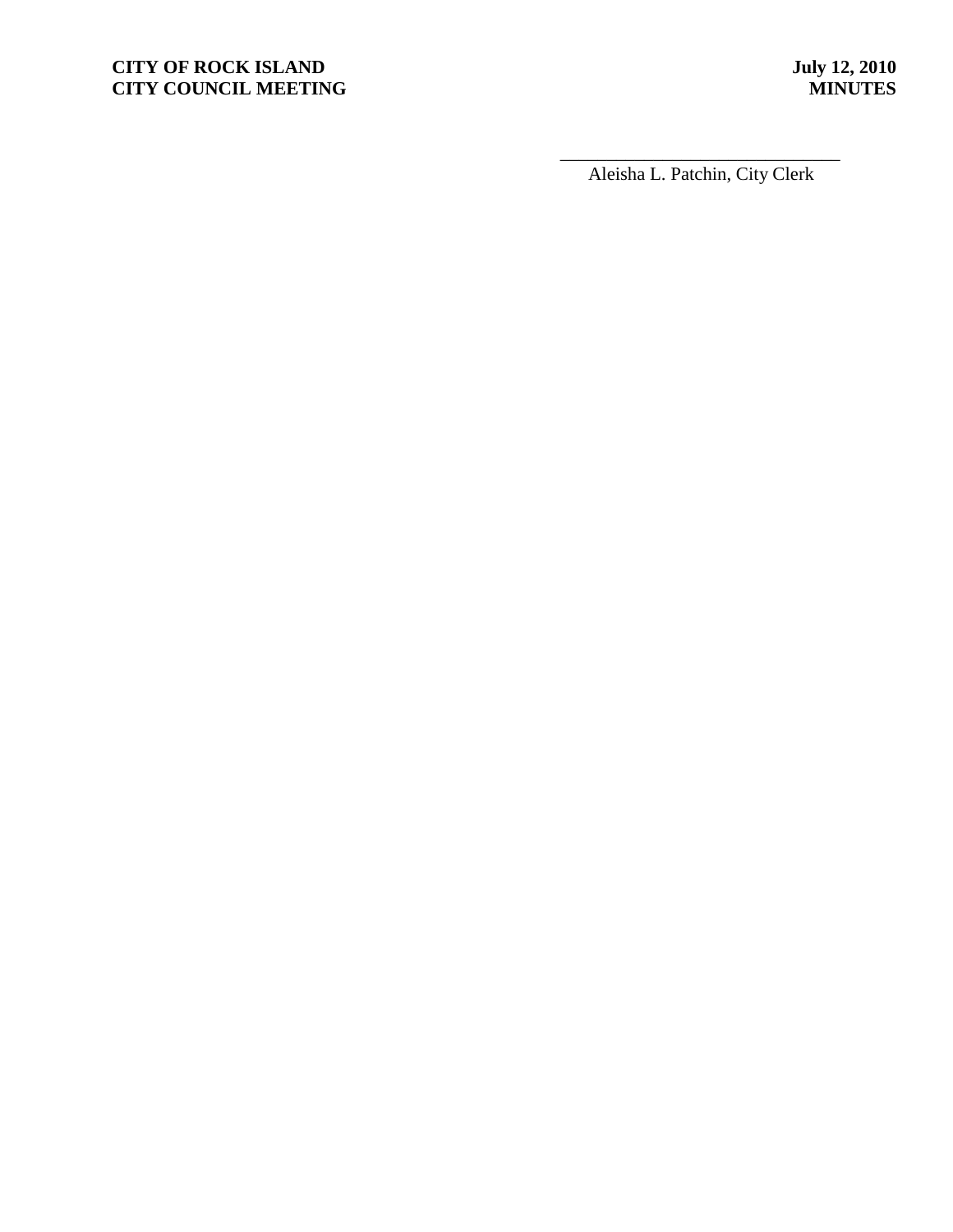\_\_\_\_\_\_\_\_\_\_\_\_\_\_\_\_\_\_\_\_\_\_\_\_\_\_\_\_\_\_\_\_

Aleisha L. Patchin, City Clerk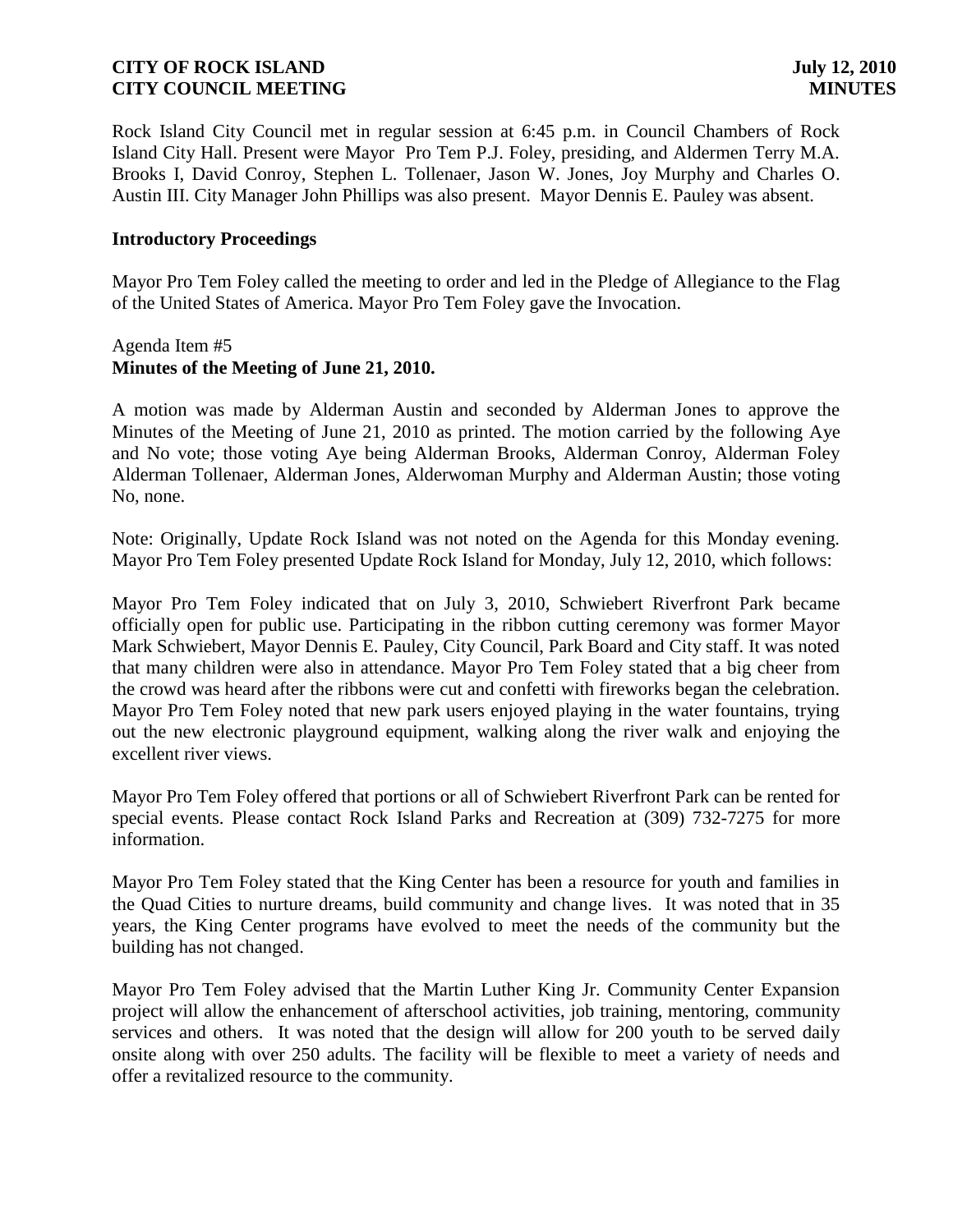Rock Island City Council met in regular session at 6:45 p.m. in Council Chambers of Rock Island City Hall. Present were Mayor Pro Tem P.J. Foley, presiding, and Aldermen Terry M.A. Brooks I, David Conroy, Stephen L. Tollenaer, Jason W. Jones, Joy Murphy and Charles O. Austin III. City Manager John Phillips was also present. Mayor Dennis E. Pauley was absent.

## Introductory Proceedings

Mayor Pro Tem Foley called the meeting to order and led in the Pledge of Allegiance to the Flag of the United States of America. Mayor Pro Tem Foley gave the Invocation.

Agenda Item #5
**Minutes of the Meeting of June 21, 2010.**

A motion was made by Alderman Austin and seconded by Alderman Jones to approve the Minutes of the Meeting of June 21, 2010 as printed. The motion carried by the following Aye and No vote; those voting Aye being Alderman Brooks, Alderman Conroy, Alderman Foley Alderman Tollenaer, Alderman Jones, Alderwoman Murphy and Alderman Austin; those voting No, none.

Note: Originally, Update Rock Island was not noted on the Agenda for this Monday evening. Mayor Pro Tem Foley presented Update Rock Island for Monday, July 12, 2010, which follows:

Mayor Pro Tem Foley indicated that on July 3, 2010, Schwiebert Riverfront Park became officially open for public use. Participating in the ribbon cutting ceremony was former Mayor Mark Schwiebert, Mayor Dennis E. Pauley, City Council, Park Board and City staff. It was noted that many children were also in attendance. Mayor Pro Tem Foley stated that a big cheer from the crowd was heard after the ribbons were cut and confetti with fireworks began the celebration. Mayor Pro Tem Foley noted that new park users enjoyed playing in the water fountains, trying out the new electronic playground equipment, walking along the river walk and enjoying the excellent river views.

Mayor Pro Tem Foley offered that portions or all of Schwiebert Riverfront Park can be rented for special events. Please contact Rock Island Parks and Recreation at (309) 732-7275 for more information.

Mayor Pro Tem Foley stated that the King Center has been a resource for youth and families in the Quad Cities to nurture dreams, build community and change lives. It was noted that in 35 years, the King Center programs have evolved to meet the needs of the community but the building has not changed.

Mayor Pro Tem Foley advised that the Martin Luther King Jr. Community Center Expansion project will allow the enhancement of afterschool activities, job training, mentoring, community services and others. It was noted that the design will allow for 200 youth to be served daily onsite along with over 250 adults. The facility will be flexible to meet a variety of needs and offer a revitalized resource to the community.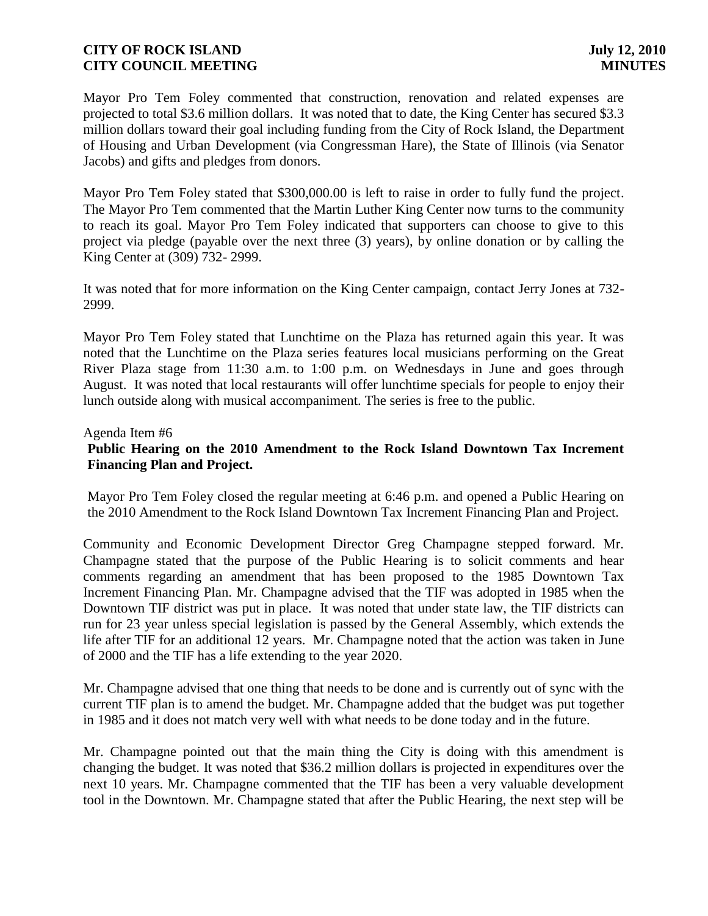Mayor Pro Tem Foley commented that construction, renovation and related expenses are projected to total $3.6 million dollars. It was noted that to date, the King Center has secured $3.3 million dollars toward their goal including funding from the City of Rock Island, the Department of Housing and Urban Development (via Congressman Hare), the State of Illinois (via Senator Jacobs) and gifts and pledges from donors.

Mayor Pro Tem Foley stated that $300,000.00 is left to raise in order to fully fund the project. The Mayor Pro Tem commented that the Martin Luther King Center now turns to the community to reach its goal. Mayor Pro Tem Foley indicated that supporters can choose to give to this project via pledge (payable over the next three (3) years), by online donation or by calling the King Center at (309) 732- 2999.

It was noted that for more information on the King Center campaign, contact Jerry Jones at 732-2999.

Mayor Pro Tem Foley stated that Lunchtime on the Plaza has returned again this year. It was noted that the Lunchtime on the Plaza series features local musicians performing on the Great River Plaza stage from 11:30 a.m. to 1:00 p.m. on Wednesdays in June and goes through August. It was noted that local restaurants will offer lunchtime specials for people to enjoy their lunch outside along with musical accompaniment. The series is free to the public.

Agenda Item #6

**Public Hearing on the 2010 Amendment to the Rock Island Downtown Tax Increment Financing Plan and Project.**

Mayor Pro Tem Foley closed the regular meeting at 6:46 p.m. and opened a Public Hearing on the 2010 Amendment to the Rock Island Downtown Tax Increment Financing Plan and Project.

Community and Economic Development Director Greg Champagne stepped forward. Mr. Champagne stated that the purpose of the Public Hearing is to solicit comments and hear comments regarding an amendment that has been proposed to the 1985 Downtown Tax Increment Financing Plan. Mr. Champagne advised that the TIF was adopted in 1985 when the Downtown TIF district was put in place. It was noted that under state law, the TIF districts can run for 23 year unless special legislation is passed by the General Assembly, which extends the life after TIF for an additional 12 years. Mr. Champagne noted that the action was taken in June of 2000 and the TIF has a life extending to the year 2020.

Mr. Champagne advised that one thing that needs to be done and is currently out of sync with the current TIF plan is to amend the budget. Mr. Champagne added that the budget was put together in 1985 and it does not match very well with what needs to be done today and in the future.

Mr. Champagne pointed out that the main thing the City is doing with this amendment is changing the budget. It was noted that $36.2 million dollars is projected in expenditures over the next 10 years. Mr. Champagne commented that the TIF has been a very valuable development tool in the Downtown. Mr. Champagne stated that after the Public Hearing, the next step will be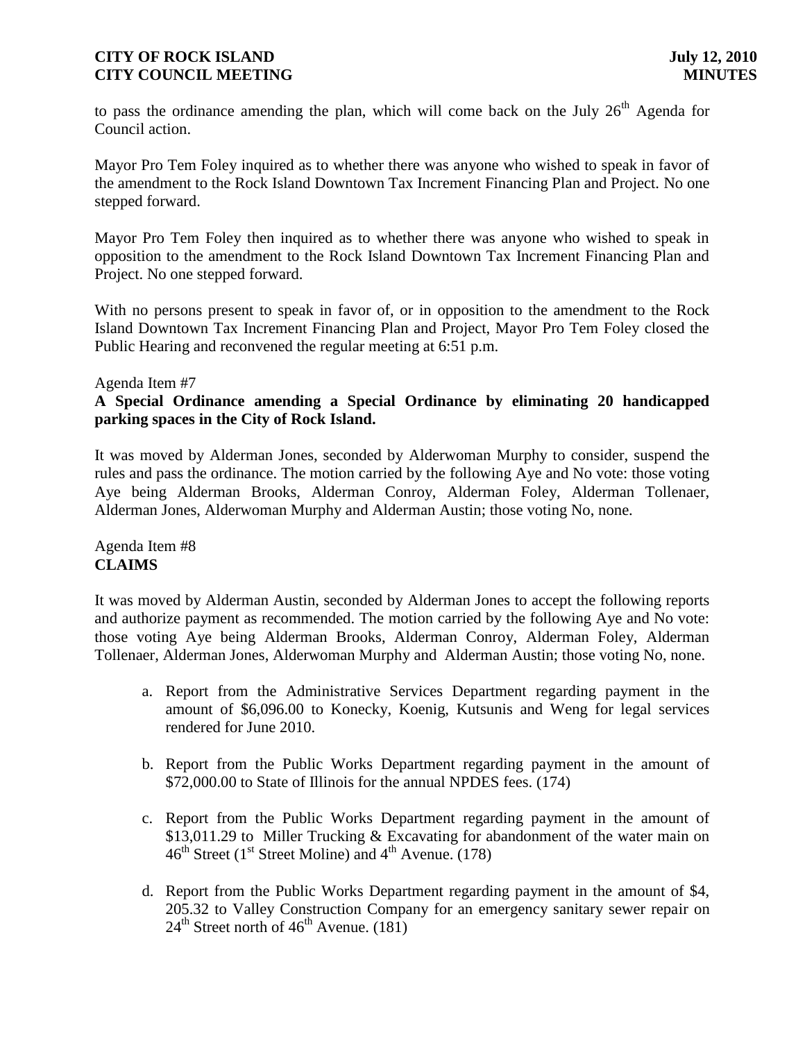to pass the ordinance amending the plan, which will come back on the July 26th Agenda for Council action.

Mayor Pro Tem Foley inquired as to whether there was anyone who wished to speak in favor of the amendment to the Rock Island Downtown Tax Increment Financing Plan and Project. No one stepped forward.

Mayor Pro Tem Foley then inquired as to whether there was anyone who wished to speak in opposition to the amendment to the Rock Island Downtown Tax Increment Financing Plan and Project. No one stepped forward.

With no persons present to speak in favor of, or in opposition to the amendment to the Rock Island Downtown Tax Increment Financing Plan and Project, Mayor Pro Tem Foley closed the Public Hearing and reconvened the regular meeting at 6:51 p.m.

Agenda Item #7

**A Special Ordinance amending a Special Ordinance by eliminating 20 handicapped parking spaces in the City of Rock Island.**

It was moved by Alderman Jones, seconded by Alderwoman Murphy to consider, suspend the rules and pass the ordinance. The motion carried by the following Aye and No vote: those voting Aye being Alderman Brooks, Alderman Conroy, Alderman Foley, Alderman Tollenaer, Alderman Jones, Alderwoman Murphy and Alderman Austin; those voting No, none.

Agenda Item #8

**CLAIMS**

It was moved by Alderman Austin, seconded by Alderman Jones to accept the following reports and authorize payment as recommended. The motion carried by the following Aye and No vote: those voting Aye being Alderman Brooks, Alderman Conroy, Alderman Foley, Alderman Tollenaer, Alderman Jones, Alderwoman Murphy and Alderman Austin; those voting No, none.

a. Report from the Administrative Services Department regarding payment in the amount of $6,096.00 to Konecky, Koenig, Kutsunis and Weng for legal services rendered for June 2010.

b. Report from the Public Works Department regarding payment in the amount of $72,000.00 to State of Illinois for the annual NPDES fees. (174)

c. Report from the Public Works Department regarding payment in the amount of $13,011.29 to Miller Trucking & Excavating for abandonment of the water main on 46th Street (1st Street Moline) and 4th Avenue. (178)

d. Report from the Public Works Department regarding payment in the amount of $4, 205.32 to Valley Construction Company for an emergency sanitary sewer repair on 24th Street north of 46th Avenue. (181)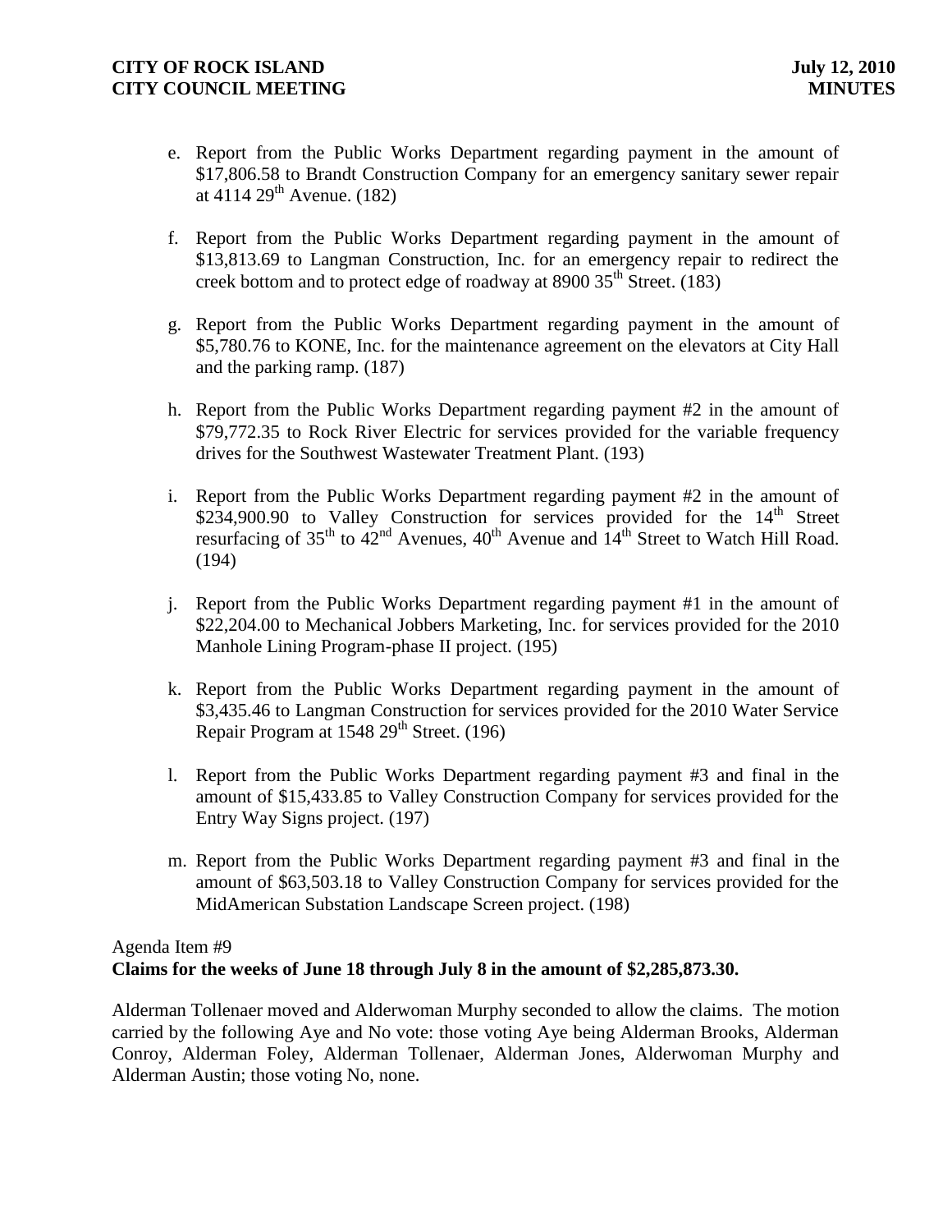e. Report from the Public Works Department regarding payment in the amount of \$17,806.58 to Brandt Construction Company for an emergency sanitary sewer repair at 4114 29th Avenue. (182)

f. Report from the Public Works Department regarding payment in the amount of \$13,813.69 to Langman Construction, Inc. for an emergency repair to redirect the creek bottom and to protect edge of roadway at 8900 35th Street. (183)

g. Report from the Public Works Department regarding payment in the amount of \$5,780.76 to KONE, Inc. for the maintenance agreement on the elevators at City Hall and the parking ramp. (187)

h. Report from the Public Works Department regarding payment #2 in the amount of \$79,772.35 to Rock River Electric for services provided for the variable frequency drives for the Southwest Wastewater Treatment Plant. (193)

i. Report from the Public Works Department regarding payment #2 in the amount of \$234,900.90 to Valley Construction for services provided for the 14th Street resurfacing of 35th to 42nd Avenues, 40th Avenue and 14th Street to Watch Hill Road. (194)

j. Report from the Public Works Department regarding payment #1 in the amount of \$22,204.00 to Mechanical Jobbers Marketing, Inc. for services provided for the 2010 Manhole Lining Program-phase II project. (195)

k. Report from the Public Works Department regarding payment in the amount of \$3,435.46 to Langman Construction for services provided for the 2010 Water Service Repair Program at 1548 29th Street. (196)

l. Report from the Public Works Department regarding payment #3 and final in the amount of \$15,433.85 to Valley Construction Company for services provided for the Entry Way Signs project. (197)

m. Report from the Public Works Department regarding payment #3 and final in the amount of \$63,503.18 to Valley Construction Company for services provided for the MidAmerican Substation Landscape Screen project. (198)

Agenda Item #9
**Claims for the weeks of June 18 through July 8 in the amount of \$2,285,873.30.**

Alderman Tollenaer moved and Alderwoman Murphy seconded to allow the claims. The motion carried by the following Aye and No vote: those voting Aye being Alderman Brooks, Alderman Conroy, Alderman Foley, Alderman Tollenaer, Alderman Jones, Alderwoman Murphy and Alderman Austin; those voting No, none.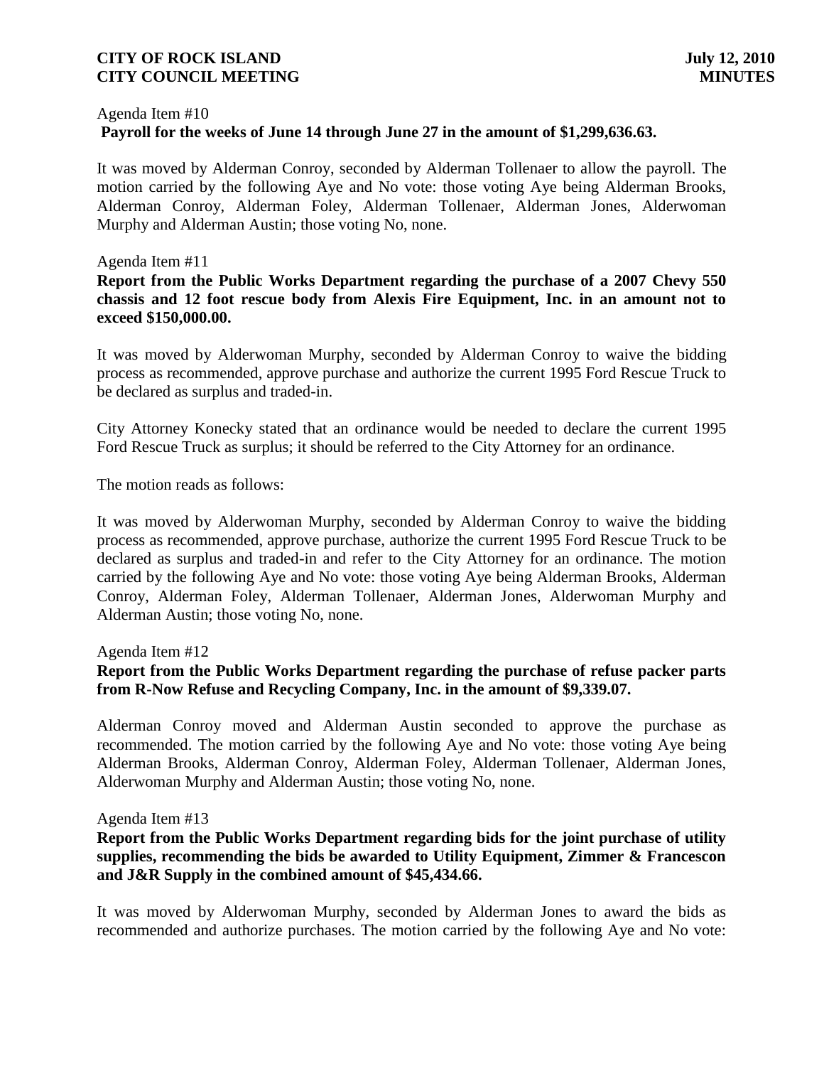Agenda Item #10

**Payroll for the weeks of June 14 through June 27 in the amount of $1,299,636.63.**

It was moved by Alderman Conroy, seconded by Alderman Tollenaer to allow the payroll. The motion carried by the following Aye and No vote: those voting Aye being Alderman Brooks, Alderman Conroy, Alderman Foley, Alderman Tollenaer, Alderman Jones, Alderwoman Murphy and Alderman Austin; those voting No, none.

Agenda Item #11

**Report from the Public Works Department regarding the purchase of a 2007 Chevy 550 chassis and 12 foot rescue body from Alexis Fire Equipment, Inc. in an amount not to exceed $150,000.00.**

It was moved by Alderwoman Murphy, seconded by Alderman Conroy to waive the bidding process as recommended, approve purchase and authorize the current 1995 Ford Rescue Truck to be declared as surplus and traded-in.

City Attorney Konecky stated that an ordinance would be needed to declare the current 1995 Ford Rescue Truck as surplus; it should be referred to the City Attorney for an ordinance.

The motion reads as follows:

It was moved by Alderwoman Murphy, seconded by Alderman Conroy to waive the bidding process as recommended, approve purchase, authorize the current 1995 Ford Rescue Truck to be declared as surplus and traded-in and refer to the City Attorney for an ordinance. The motion carried by the following Aye and No vote: those voting Aye being Alderman Brooks, Alderman Conroy, Alderman Foley, Alderman Tollenaer, Alderman Jones, Alderwoman Murphy and Alderman Austin; those voting No, none.

Agenda Item #12

**Report from the Public Works Department regarding the purchase of refuse packer parts from R-Now Refuse and Recycling Company, Inc. in the amount of $9,339.07.**

Alderman Conroy moved and Alderman Austin seconded to approve the purchase as recommended. The motion carried by the following Aye and No vote: those voting Aye being Alderman Brooks, Alderman Conroy, Alderman Foley, Alderman Tollenaer, Alderman Jones, Alderwoman Murphy and Alderman Austin; those voting No, none.

Agenda Item #13

**Report from the Public Works Department regarding bids for the joint purchase of utility supplies, recommending the bids be awarded to Utility Equipment, Zimmer & Francescon and J&R Supply in the combined amount of $45,434.66.**

It was moved by Alderwoman Murphy, seconded by Alderman Jones to award the bids as recommended and authorize purchases. The motion carried by the following Aye and No vote: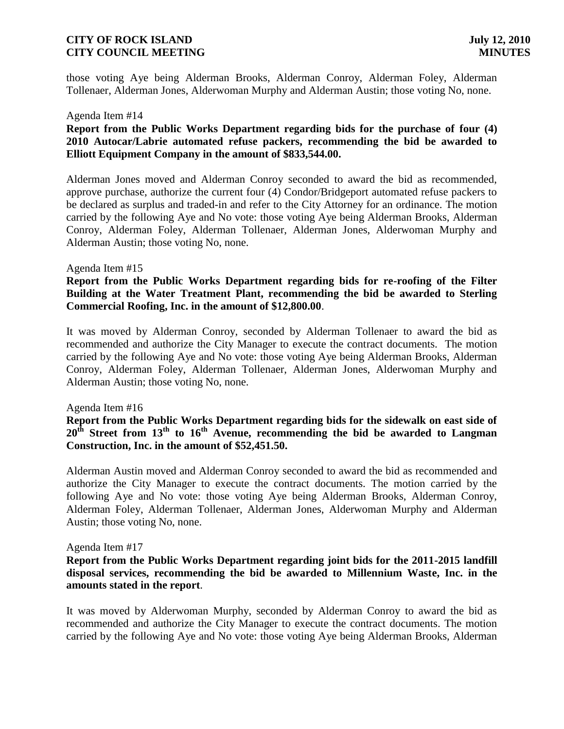those voting Aye being Alderman Brooks, Alderman Conroy, Alderman Foley, Alderman Tollenaer, Alderman Jones, Alderwoman Murphy and Alderman Austin; those voting No, none.

Agenda Item #14

**Report from the Public Works Department regarding bids for the purchase of four (4) 2010 Autocar/Labrie automated refuse packers, recommending the bid be awarded to Elliott Equipment Company in the amount of $833,544.00.**

Alderman Jones moved and Alderman Conroy seconded to award the bid as recommended, approve purchase, authorize the current four (4) Condor/Bridgeport automated refuse packers to be declared as surplus and traded-in and refer to the City Attorney for an ordinance. The motion carried by the following Aye and No vote: those voting Aye being Alderman Brooks, Alderman Conroy, Alderman Foley, Alderman Tollenaer, Alderman Jones, Alderwoman Murphy and Alderman Austin; those voting No, none.

Agenda Item #15

**Report from the Public Works Department regarding bids for re-roofing of the Filter Building at the Water Treatment Plant, recommending the bid be awarded to Sterling Commercial Roofing, Inc. in the amount of $12,800.00**.

It was moved by Alderman Conroy, seconded by Alderman Tollenaer to award the bid as recommended and authorize the City Manager to execute the contract documents. The motion carried by the following Aye and No vote: those voting Aye being Alderman Brooks, Alderman Conroy, Alderman Foley, Alderman Tollenaer, Alderman Jones, Alderwoman Murphy and Alderman Austin; those voting No, none.

Agenda Item #16

**Report from the Public Works Department regarding bids for the sidewalk on east side of 20th Street from 13th to 16th Avenue, recommending the bid be awarded to Langman Construction, Inc. in the amount of $52,451.50.**

Alderman Austin moved and Alderman Conroy seconded to award the bid as recommended and authorize the City Manager to execute the contract documents. The motion carried by the following Aye and No vote: those voting Aye being Alderman Brooks, Alderman Conroy, Alderman Foley, Alderman Tollenaer, Alderman Jones, Alderwoman Murphy and Alderman Austin; those voting No, none.

Agenda Item #17

**Report from the Public Works Department regarding joint bids for the 2011-2015 landfill disposal services, recommending the bid be awarded to Millennium Waste, Inc. in the amounts stated in the report**.

It was moved by Alderwoman Murphy, seconded by Alderman Conroy to award the bid as recommended and authorize the City Manager to execute the contract documents. The motion carried by the following Aye and No vote: those voting Aye being Alderman Brooks, Alderman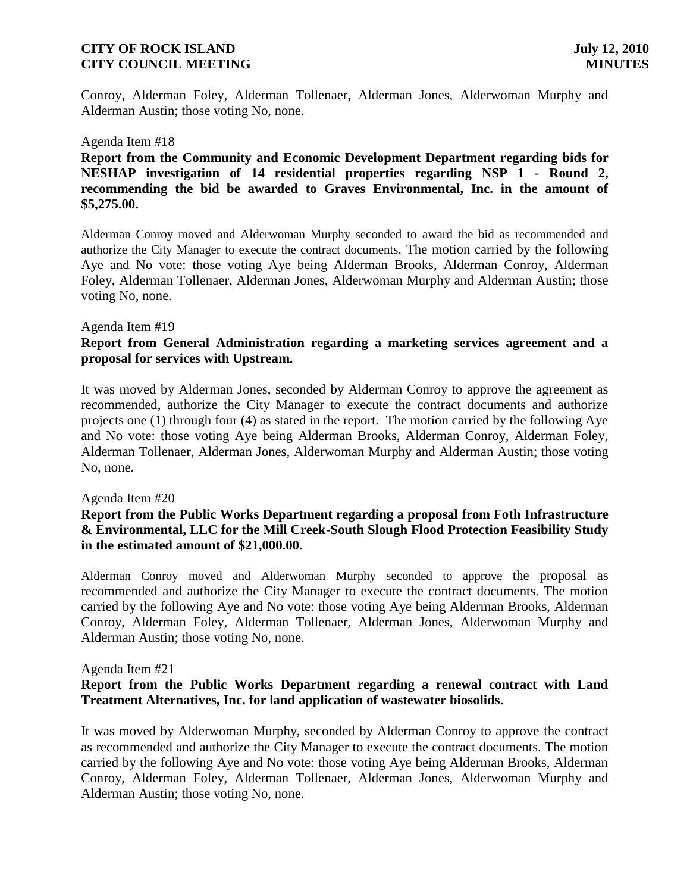Conroy, Alderman Foley, Alderman Tollenaer, Alderman Jones, Alderwoman Murphy and Alderman Austin; those voting No, none.

Agenda Item #18

**Report from the Community and Economic Development Department regarding bids for NESHAP investigation of 14 residential properties regarding NSP 1 - Round 2, recommending the bid be awarded to Graves Environmental, Inc. in the amount of $5,275.00.**

Alderman Conroy moved and Alderwoman Murphy seconded to award the bid as recommended and authorize the City Manager to execute the contract documents. The motion carried by the following Aye and No vote: those voting Aye being Alderman Brooks, Alderman Conroy, Alderman Foley, Alderman Tollenaer, Alderman Jones, Alderwoman Murphy and Alderman Austin; those voting No, none.

Agenda Item #19

**Report from General Administration regarding a marketing services agreement and a proposal for services with Upstream.**

It was moved by Alderman Jones, seconded by Alderman Conroy to approve the agreement as recommended, authorize the City Manager to execute the contract documents and authorize projects one (1) through four (4) as stated in the report. The motion carried by the following Aye and No vote: those voting Aye being Alderman Brooks, Alderman Conroy, Alderman Foley, Alderman Tollenaer, Alderman Jones, Alderwoman Murphy and Alderman Austin; those voting No, none.

Agenda Item #20

**Report from the Public Works Department regarding a proposal from Foth Infrastructure & Environmental, LLC for the Mill Creek-South Slough Flood Protection Feasibility Study in the estimated amount of $21,000.00.**

Alderman Conroy moved and Alderwoman Murphy seconded to approve the proposal as recommended and authorize the City Manager to execute the contract documents. The motion carried by the following Aye and No vote: those voting Aye being Alderman Brooks, Alderman Conroy, Alderman Foley, Alderman Tollenaer, Alderman Jones, Alderwoman Murphy and Alderman Austin; those voting No, none.

Agenda Item #21

**Report from the Public Works Department regarding a renewal contract with Land Treatment Alternatives, Inc. for land application of wastewater biosolids**.

It was moved by Alderwoman Murphy, seconded by Alderman Conroy to approve the contract as recommended and authorize the City Manager to execute the contract documents. The motion carried by the following Aye and No vote: those voting Aye being Alderman Brooks, Alderman Conroy, Alderman Foley, Alderman Tollenaer, Alderman Jones, Alderwoman Murphy and Alderman Austin; those voting No, none.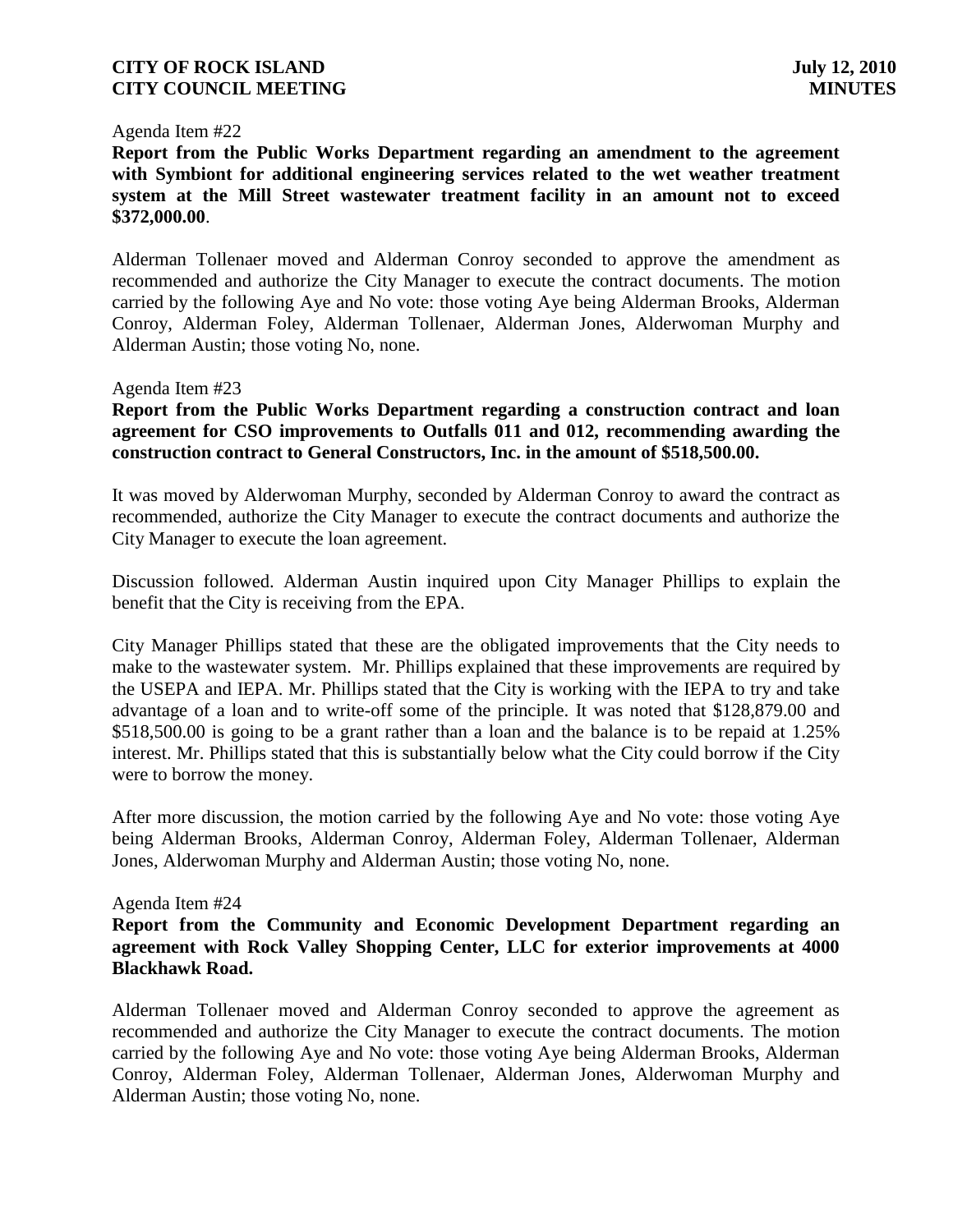Agenda Item #22

**Report from the Public Works Department regarding an amendment to the agreement with Symbiont for additional engineering services related to the wet weather treatment system at the Mill Street wastewater treatment facility in an amount not to exceed $372,000.00**.

Alderman Tollenaer moved and Alderman Conroy seconded to approve the amendment as recommended and authorize the City Manager to execute the contract documents. The motion carried by the following Aye and No vote: those voting Aye being Alderman Brooks, Alderman Conroy, Alderman Foley, Alderman Tollenaer, Alderman Jones, Alderwoman Murphy and Alderman Austin; those voting No, none.

Agenda Item #23

**Report from the Public Works Department regarding a construction contract and loan agreement for CSO improvements to Outfalls 011 and 012, recommending awarding the construction contract to General Constructors, Inc. in the amount of $518,500.00.**

It was moved by Alderwoman Murphy, seconded by Alderman Conroy to award the contract as recommended, authorize the City Manager to execute the contract documents and authorize the City Manager to execute the loan agreement.

Discussion followed. Alderman Austin inquired upon City Manager Phillips to explain the benefit that the City is receiving from the EPA.

City Manager Phillips stated that these are the obligated improvements that the City needs to make to the wastewater system. Mr. Phillips explained that these improvements are required by the USEPA and IEPA. Mr. Phillips stated that the City is working with the IEPA to try and take advantage of a loan and to write-off some of the principle. It was noted that $128,879.00 and $518,500.00 is going to be a grant rather than a loan and the balance is to be repaid at 1.25% interest. Mr. Phillips stated that this is substantially below what the City could borrow if the City were to borrow the money.

After more discussion, the motion carried by the following Aye and No vote: those voting Aye being Alderman Brooks, Alderman Conroy, Alderman Foley, Alderman Tollenaer, Alderman Jones, Alderwoman Murphy and Alderman Austin; those voting No, none.

Agenda Item #24

**Report from the Community and Economic Development Department regarding an agreement with Rock Valley Shopping Center, LLC for exterior improvements at 4000 Blackhawk Road.**

Alderman Tollenaer moved and Alderman Conroy seconded to approve the agreement as recommended and authorize the City Manager to execute the contract documents. The motion carried by the following Aye and No vote: those voting Aye being Alderman Brooks, Alderman Conroy, Alderman Foley, Alderman Tollenaer, Alderman Jones, Alderwoman Murphy and Alderman Austin; those voting No, none.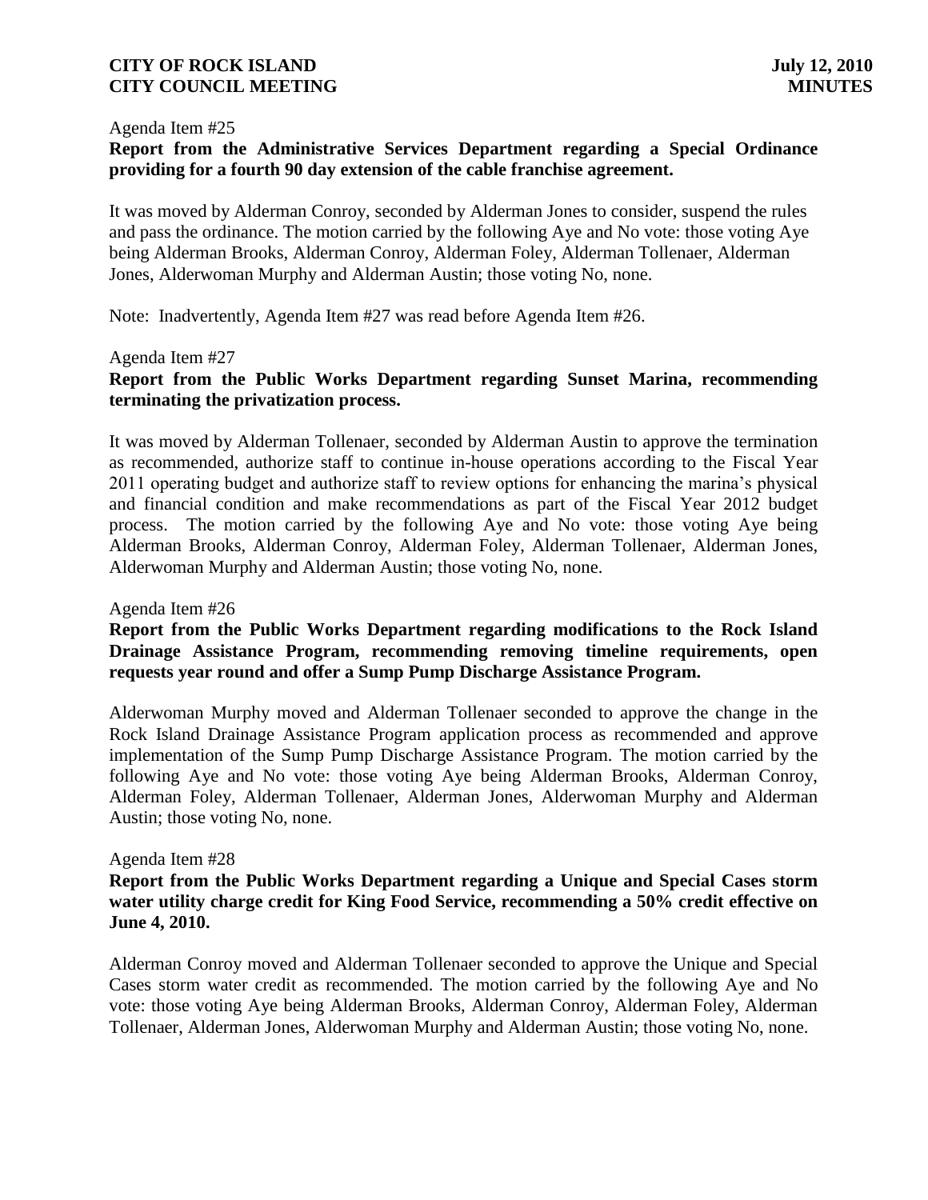Agenda Item #25

**Report from the Administrative Services Department regarding a Special Ordinance providing for a fourth 90 day extension of the cable franchise agreement.**

It was moved by Alderman Conroy, seconded by Alderman Jones to consider, suspend the rules and pass the ordinance. The motion carried by the following Aye and No vote: those voting Aye being Alderman Brooks, Alderman Conroy, Alderman Foley, Alderman Tollenaer, Alderman Jones, Alderwoman Murphy and Alderman Austin; those voting No, none.

Note: Inadvertently, Agenda Item #27 was read before Agenda Item #26.

Agenda Item #27

**Report from the Public Works Department regarding Sunset Marina, recommending terminating the privatization process.**

It was moved by Alderman Tollenaer, seconded by Alderman Austin to approve the termination as recommended, authorize staff to continue in-house operations according to the Fiscal Year 2011 operating budget and authorize staff to review options for enhancing the marina's physical and financial condition and make recommendations as part of the Fiscal Year 2012 budget process. The motion carried by the following Aye and No vote: those voting Aye being Alderman Brooks, Alderman Conroy, Alderman Foley, Alderman Tollenaer, Alderman Jones, Alderwoman Murphy and Alderman Austin; those voting No, none.

Agenda Item #26

**Report from the Public Works Department regarding modifications to the Rock Island Drainage Assistance Program, recommending removing timeline requirements, open requests year round and offer a Sump Pump Discharge Assistance Program.**

Alderwoman Murphy moved and Alderman Tollenaer seconded to approve the change in the Rock Island Drainage Assistance Program application process as recommended and approve implementation of the Sump Pump Discharge Assistance Program. The motion carried by the following Aye and No vote: those voting Aye being Alderman Brooks, Alderman Conroy, Alderman Foley, Alderman Tollenaer, Alderman Jones, Alderwoman Murphy and Alderman Austin; those voting No, none.

Agenda Item #28

**Report from the Public Works Department regarding a Unique and Special Cases storm water utility charge credit for King Food Service, recommending a 50% credit effective on June 4, 2010.**

Alderman Conroy moved and Alderman Tollenaer seconded to approve the Unique and Special Cases storm water credit as recommended. The motion carried by the following Aye and No vote: those voting Aye being Alderman Brooks, Alderman Conroy, Alderman Foley, Alderman Tollenaer, Alderman Jones, Alderwoman Murphy and Alderman Austin; those voting No, none.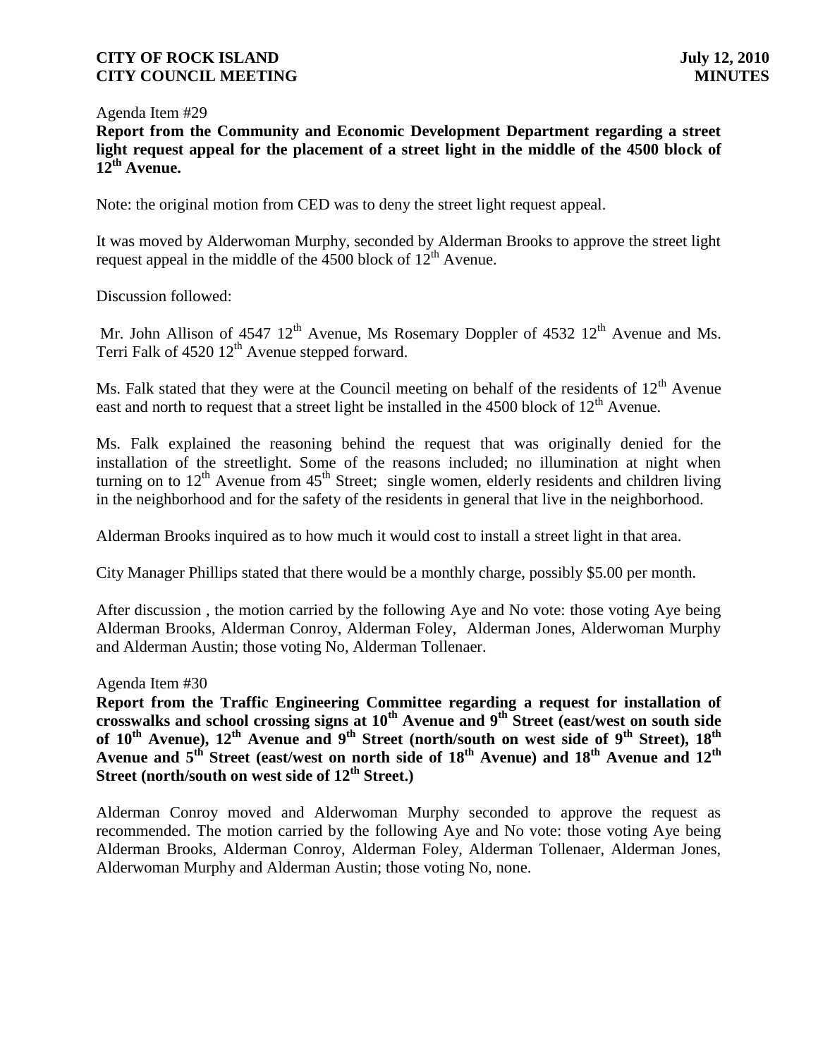Agenda Item #29

**Report from the Community and Economic Development Department regarding a street light request appeal for the placement of a street light in the middle of the 4500 block of 12th Avenue.**

Note: the original motion from CED was to deny the street light request appeal.

It was moved by Alderwoman Murphy, seconded by Alderman Brooks to approve the street light request appeal in the middle of the 4500 block of 12th Avenue.

Discussion followed:

Mr. John Allison of 4547 12th Avenue, Ms Rosemary Doppler of 4532 12th Avenue and Ms. Terri Falk of 4520 12th Avenue stepped forward.

Ms. Falk stated that they were at the Council meeting on behalf of the residents of 12th Avenue east and north to request that a street light be installed in the 4500 block of 12th Avenue.

Ms. Falk explained the reasoning behind the request that was originally denied for the installation of the streetlight. Some of the reasons included; no illumination at night when turning on to 12th Avenue from 45th Street; single women, elderly residents and children living in the neighborhood and for the safety of the residents in general that live in the neighborhood.

Alderman Brooks inquired as to how much it would cost to install a street light in that area.

City Manager Phillips stated that there would be a monthly charge, possibly $5.00 per month.

After discussion , the motion carried by the following Aye and No vote: those voting Aye being Alderman Brooks, Alderman Conroy, Alderman Foley, Alderman Jones, Alderwoman Murphy and Alderman Austin; those voting No, Alderman Tollenaer.

Agenda Item #30

**Report from the Traffic Engineering Committee regarding a request for installation of crosswalks and school crossing signs at 10th Avenue and 9th Street (east/west on south side of 10th Avenue), 12th Avenue and 9th Street (north/south on west side of 9th Street), 18th Avenue and 5th Street (east/west on north side of 18th Avenue) and 18th Avenue and 12th Street (north/south on west side of 12th Street.)**

Alderman Conroy moved and Alderwoman Murphy seconded to approve the request as recommended. The motion carried by the following Aye and No vote: those voting Aye being Alderman Brooks, Alderman Conroy, Alderman Foley, Alderman Tollenaer, Alderman Jones, Alderwoman Murphy and Alderman Austin; those voting No, none.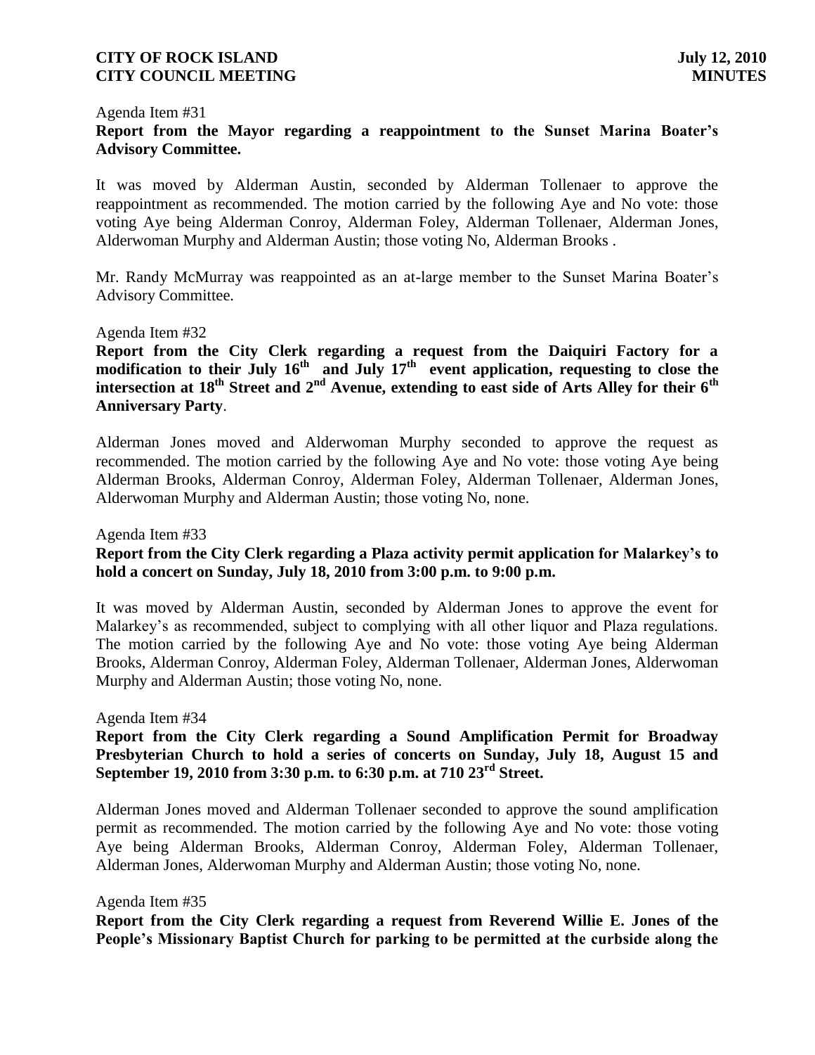Agenda Item #31

**Report from the Mayor regarding a reappointment to the Sunset Marina Boater's Advisory Committee.**

It was moved by Alderman Austin, seconded by Alderman Tollenaer to approve the reappointment as recommended. The motion carried by the following Aye and No vote: those voting Aye being Alderman Conroy, Alderman Foley, Alderman Tollenaer, Alderman Jones, Alderwoman Murphy and Alderman Austin; those voting No, Alderman Brooks .

Mr. Randy McMurray was reappointed as an at-large member to the Sunset Marina Boater's Advisory Committee.

Agenda Item #32

**Report from the City Clerk regarding a request from the Daiquiri Factory for a modification to their July 16th and July 17th event application, requesting to close the intersection at 18th Street and 2nd Avenue, extending to east side of Arts Alley for their 6th Anniversary Party**.

Alderman Jones moved and Alderwoman Murphy seconded to approve the request as recommended. The motion carried by the following Aye and No vote: those voting Aye being Alderman Brooks, Alderman Conroy, Alderman Foley, Alderman Tollenaer, Alderman Jones, Alderwoman Murphy and Alderman Austin; those voting No, none.

Agenda Item #33

**Report from the City Clerk regarding a Plaza activity permit application for Malarkey's to hold a concert on Sunday, July 18, 2010 from 3:00 p.m. to 9:00 p.m.**

It was moved by Alderman Austin, seconded by Alderman Jones to approve the event for Malarkey's as recommended, subject to complying with all other liquor and Plaza regulations. The motion carried by the following Aye and No vote: those voting Aye being Alderman Brooks, Alderman Conroy, Alderman Foley, Alderman Tollenaer, Alderman Jones, Alderwoman Murphy and Alderman Austin; those voting No, none.

Agenda Item #34

**Report from the City Clerk regarding a Sound Amplification Permit for Broadway Presbyterian Church to hold a series of concerts on Sunday, July 18, August 15 and September 19, 2010 from 3:30 p.m. to 6:30 p.m. at 710 23rd Street.**

Alderman Jones moved and Alderman Tollenaer seconded to approve the sound amplification permit as recommended. The motion carried by the following Aye and No vote: those voting Aye being Alderman Brooks, Alderman Conroy, Alderman Foley, Alderman Tollenaer, Alderman Jones, Alderwoman Murphy and Alderman Austin; those voting No, none.

Agenda Item #35

**Report from the City Clerk regarding a request from Reverend Willie E. Jones of the People's Missionary Baptist Church for parking to be permitted at the curbside along the**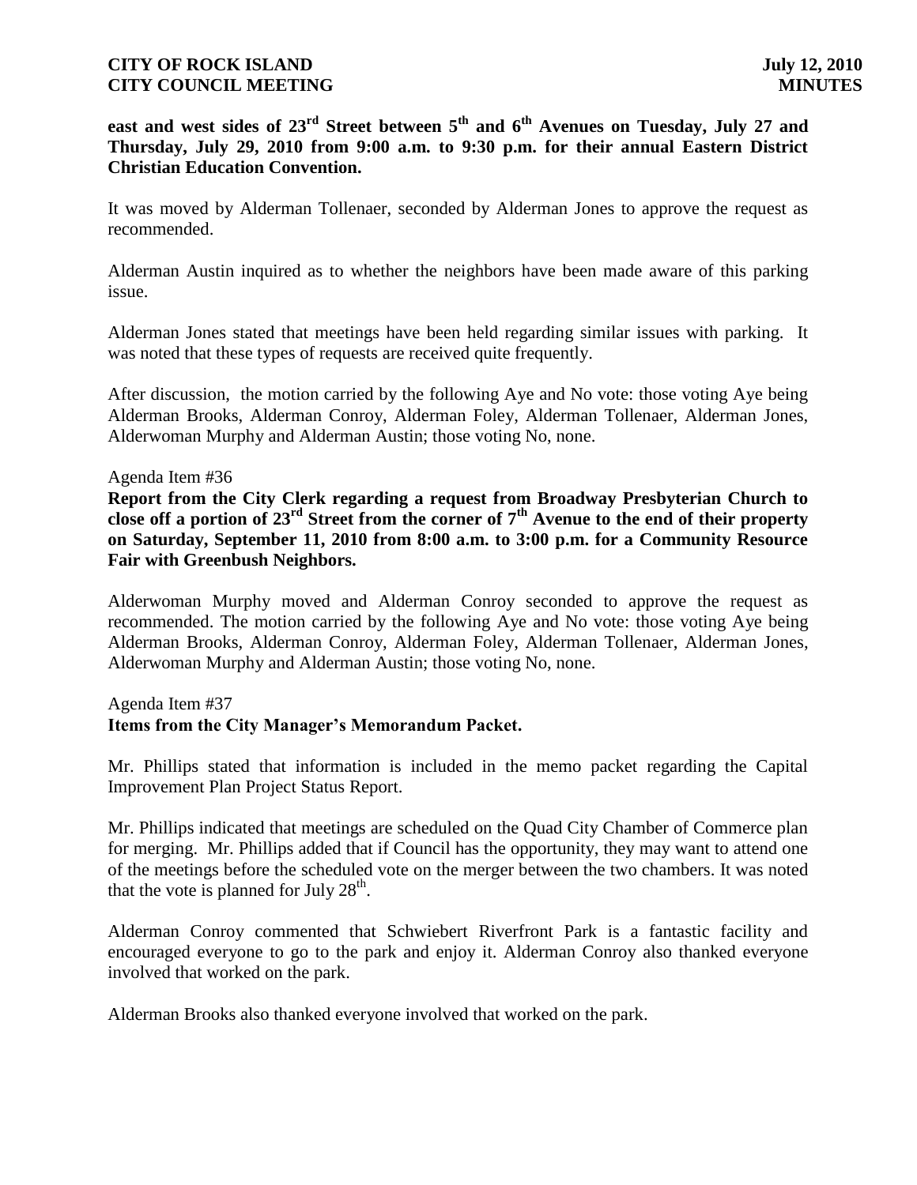**east and west sides of 23rd Street between 5th and 6th Avenues on Tuesday, July 27 and Thursday, July 29, 2010 from 9:00 a.m. to 9:30 p.m. for their annual Eastern District Christian Education Convention.**

It was moved by Alderman Tollenaer, seconded by Alderman Jones to approve the request as recommended.

Alderman Austin inquired as to whether the neighbors have been made aware of this parking issue.

Alderman Jones stated that meetings have been held regarding similar issues with parking. It was noted that these types of requests are received quite frequently.

After discussion, the motion carried by the following Aye and No vote: those voting Aye being Alderman Brooks, Alderman Conroy, Alderman Foley, Alderman Tollenaer, Alderman Jones, Alderwoman Murphy and Alderman Austin; those voting No, none.

Agenda Item #36

**Report from the City Clerk regarding a request from Broadway Presbyterian Church to close off a portion of 23rd Street from the corner of 7th Avenue to the end of their property on Saturday, September 11, 2010 from 8:00 a.m. to 3:00 p.m. for a Community Resource Fair with Greenbush Neighbors.**

Alderwoman Murphy moved and Alderman Conroy seconded to approve the request as recommended. The motion carried by the following Aye and No vote: those voting Aye being Alderman Brooks, Alderman Conroy, Alderman Foley, Alderman Tollenaer, Alderman Jones, Alderwoman Murphy and Alderman Austin; those voting No, none.

Agenda Item #37

**Items from the City Manager's Memorandum Packet.**

Mr. Phillips stated that information is included in the memo packet regarding the Capital Improvement Plan Project Status Report.

Mr. Phillips indicated that meetings are scheduled on the Quad City Chamber of Commerce plan for merging. Mr. Phillips added that if Council has the opportunity, they may want to attend one of the meetings before the scheduled vote on the merger between the two chambers. It was noted that the vote is planned for July 28th.

Alderman Conroy commented that Schwiebert Riverfront Park is a fantastic facility and encouraged everyone to go to the park and enjoy it. Alderman Conroy also thanked everyone involved that worked on the park.

Alderman Brooks also thanked everyone involved that worked on the park.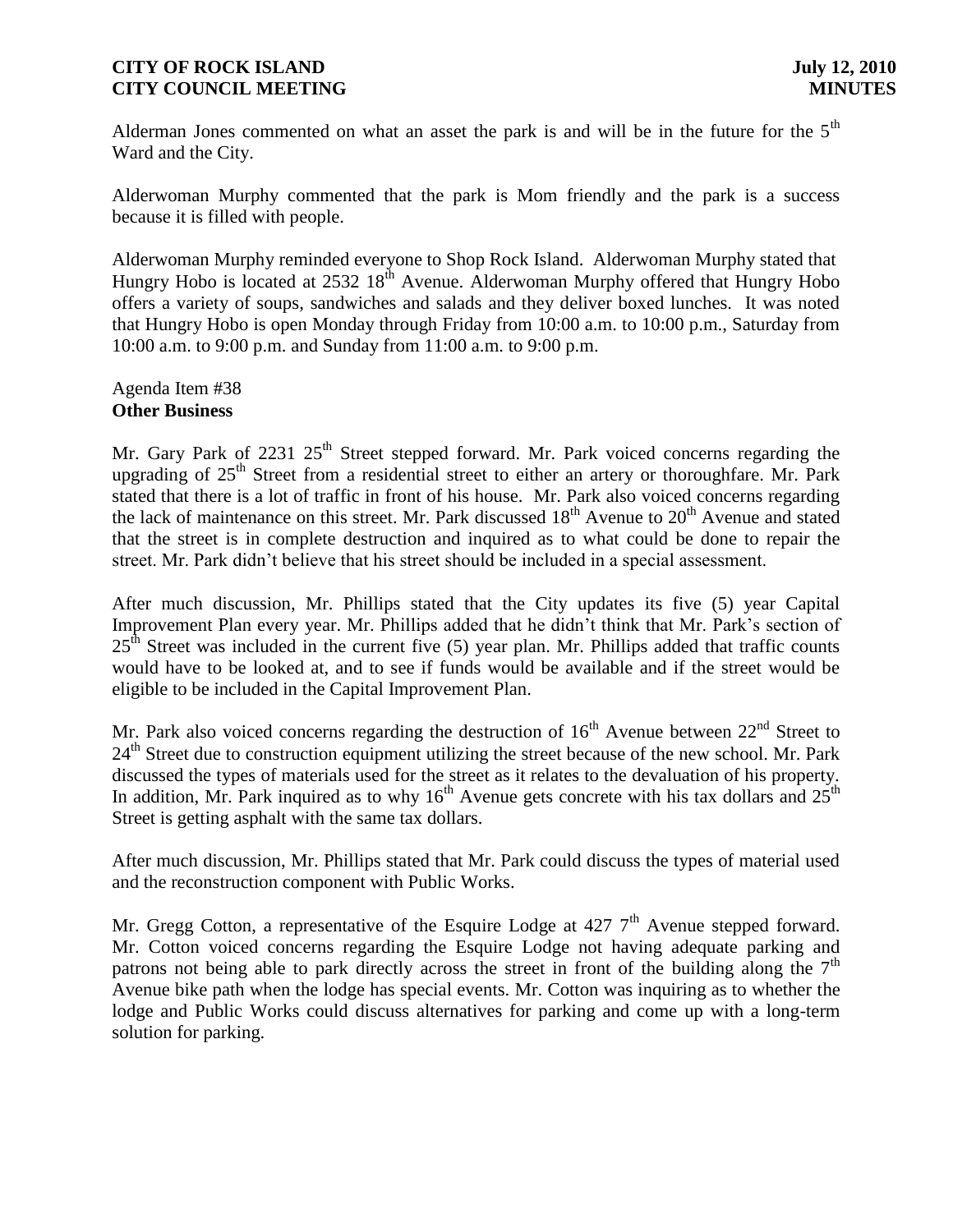Alderman Jones commented on what an asset the park is and will be in the future for the 5th Ward and the City.

Alderwoman Murphy commented that the park is Mom friendly and the park is a success because it is filled with people.

Alderwoman Murphy reminded everyone to Shop Rock Island. Alderwoman Murphy stated that Hungry Hobo is located at 2532 18th Avenue. Alderwoman Murphy offered that Hungry Hobo offers a variety of soups, sandwiches and salads and they deliver boxed lunches. It was noted that Hungry Hobo is open Monday through Friday from 10:00 a.m. to 10:00 p.m., Saturday from 10:00 a.m. to 9:00 p.m. and Sunday from 11:00 a.m. to 9:00 p.m.

Agenda Item #38
**Other Business**

Mr. Gary Park of 2231 25th Street stepped forward. Mr. Park voiced concerns regarding the upgrading of 25th Street from a residential street to either an artery or thoroughfare. Mr. Park stated that there is a lot of traffic in front of his house. Mr. Park also voiced concerns regarding the lack of maintenance on this street. Mr. Park discussed 18th Avenue to 20th Avenue and stated that the street is in complete destruction and inquired as to what could be done to repair the street. Mr. Park didn't believe that his street should be included in a special assessment.

After much discussion, Mr. Phillips stated that the City updates its five (5) year Capital Improvement Plan every year. Mr. Phillips added that he didn't think that Mr. Park's section of 25th Street was included in the current five (5) year plan. Mr. Phillips added that traffic counts would have to be looked at, and to see if funds would be available and if the street would be eligible to be included in the Capital Improvement Plan.

Mr. Park also voiced concerns regarding the destruction of 16th Avenue between 22nd Street to 24th Street due to construction equipment utilizing the street because of the new school. Mr. Park discussed the types of materials used for the street as it relates to the devaluation of his property. In addition, Mr. Park inquired as to why 16th Avenue gets concrete with his tax dollars and 25th Street is getting asphalt with the same tax dollars.

After much discussion, Mr. Phillips stated that Mr. Park could discuss the types of material used and the reconstruction component with Public Works.

Mr. Gregg Cotton, a representative of the Esquire Lodge at 427 7th Avenue stepped forward. Mr. Cotton voiced concerns regarding the Esquire Lodge not having adequate parking and patrons not being able to park directly across the street in front of the building along the 7th Avenue bike path when the lodge has special events. Mr. Cotton was inquiring as to whether the lodge and Public Works could discuss alternatives for parking and come up with a long-term solution for parking.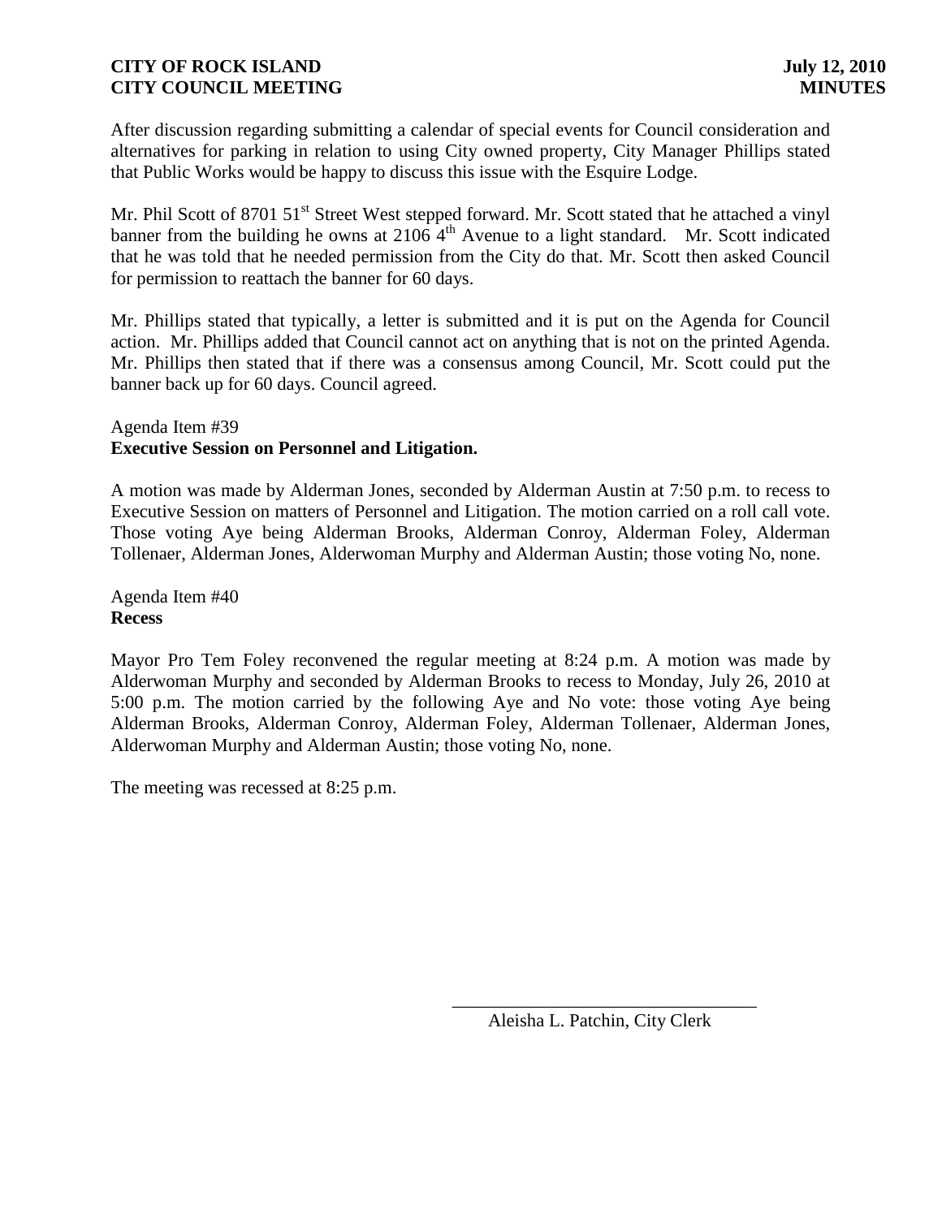After discussion regarding submitting a calendar of special events for Council consideration and alternatives for parking in relation to using City owned property, City Manager Phillips stated that Public Works would be happy to discuss this issue with the Esquire Lodge.

Mr. Phil Scott of 8701 51st Street West stepped forward. Mr. Scott stated that he attached a vinyl banner from the building he owns at 2106 4th Avenue to a light standard. Mr. Scott indicated that he was told that he needed permission from the City do that. Mr. Scott then asked Council for permission to reattach the banner for 60 days.

Mr. Phillips stated that typically, a letter is submitted and it is put on the Agenda for Council action. Mr. Phillips added that Council cannot act on anything that is not on the printed Agenda. Mr. Phillips then stated that if there was a consensus among Council, Mr. Scott could put the banner back up for 60 days. Council agreed.

Agenda Item #39
**Executive Session on Personnel and Litigation.**

A motion was made by Alderman Jones, seconded by Alderman Austin at 7:50 p.m. to recess to Executive Session on matters of Personnel and Litigation. The motion carried on a roll call vote. Those voting Aye being Alderman Brooks, Alderman Conroy, Alderman Foley, Alderman Tollenaer, Alderman Jones, Alderwoman Murphy and Alderman Austin; those voting No, none.

Agenda Item #40
**Recess**

Mayor Pro Tem Foley reconvened the regular meeting at 8:24 p.m. A motion was made by Alderwoman Murphy and seconded by Alderman Brooks to recess to Monday, July 26, 2010 at 5:00 p.m. The motion carried by the following Aye and No vote: those voting Aye being Alderman Brooks, Alderman Conroy, Alderman Foley, Alderman Tollenaer, Alderman Jones, Alderwoman Murphy and Alderman Austin; those voting No, none.

The meeting was recessed at 8:25 p.m.

\_\_\_\_\_\_\_\_\_\_\_\_\_\_\_\_\_\_\_\_\_\_\_\_\_\_\_\_\_\_\_\_\_\_

Aleisha L. Patchin, City Clerk